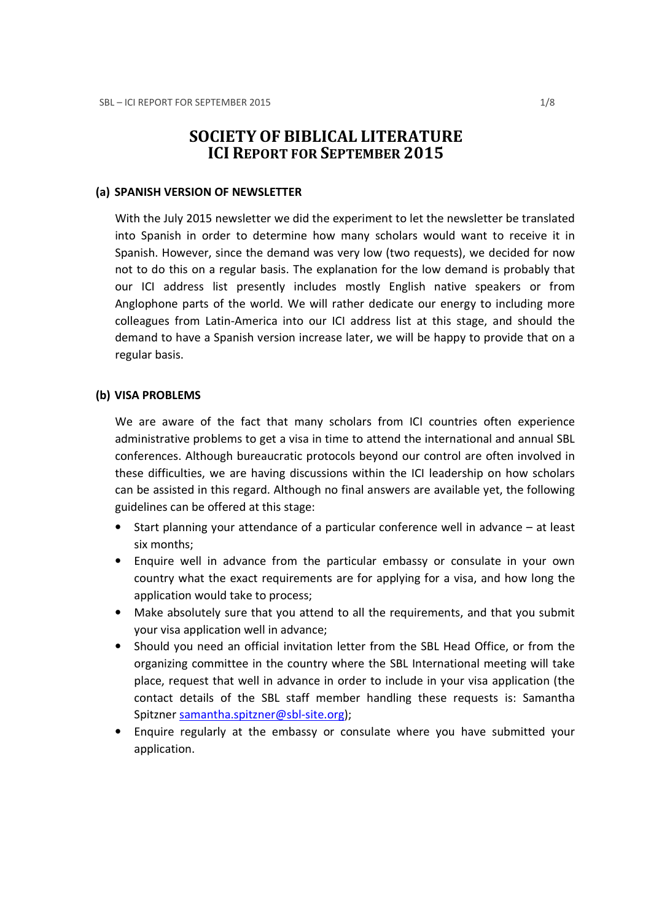# SOCIETY OF BIBLICAL LITERATURE
## ICI REPORT FOR SEPTEMBER 2015

### (a) SPANISH VERSION OF NEWSLETTER

With the July 2015 newsletter we did the experiment to let the newsletter be translated into Spanish in order to determine how many scholars would want to receive it in Spanish. However, since the demand was very low (two requests), we decided for now not to do this on a regular basis. The explanation for the low demand is probably that our ICI address list presently includes mostly English native speakers or from Anglophone parts of the world. We will rather dedicate our energy to including more colleagues from Latin-America into our ICI address list at this stage, and should the demand to have a Spanish version increase later, we will be happy to provide that on a regular basis.

### (b) VISA PROBLEMS

We are aware of the fact that many scholars from ICI countries often experience administrative problems to get a visa in time to attend the international and annual SBL conferences. Although bureaucratic protocols beyond our control are often involved in these difficulties, we are having discussions within the ICI leadership on how scholars can be assisted in this regard. Although no final answers are available yet, the following guidelines can be offered at this stage:

- Start planning your attendance of a particular conference well in advance – at least six months;
- Enquire well in advance from the particular embassy or consulate in your own country what the exact requirements are for applying for a visa, and how long the application would take to process;
- Make absolutely sure that you attend to all the requirements, and that you submit your visa application well in advance;
- Should you need an official invitation letter from the SBL Head Office, or from the organizing committee in the country where the SBL International meeting will take place, request that well in advance in order to include in your visa application (the contact details of the SBL staff member handling these requests is: Samantha Spitzner samantha.spitzner@sbl-site.org);
- Enquire regularly at the embassy or consulate where you have submitted your application.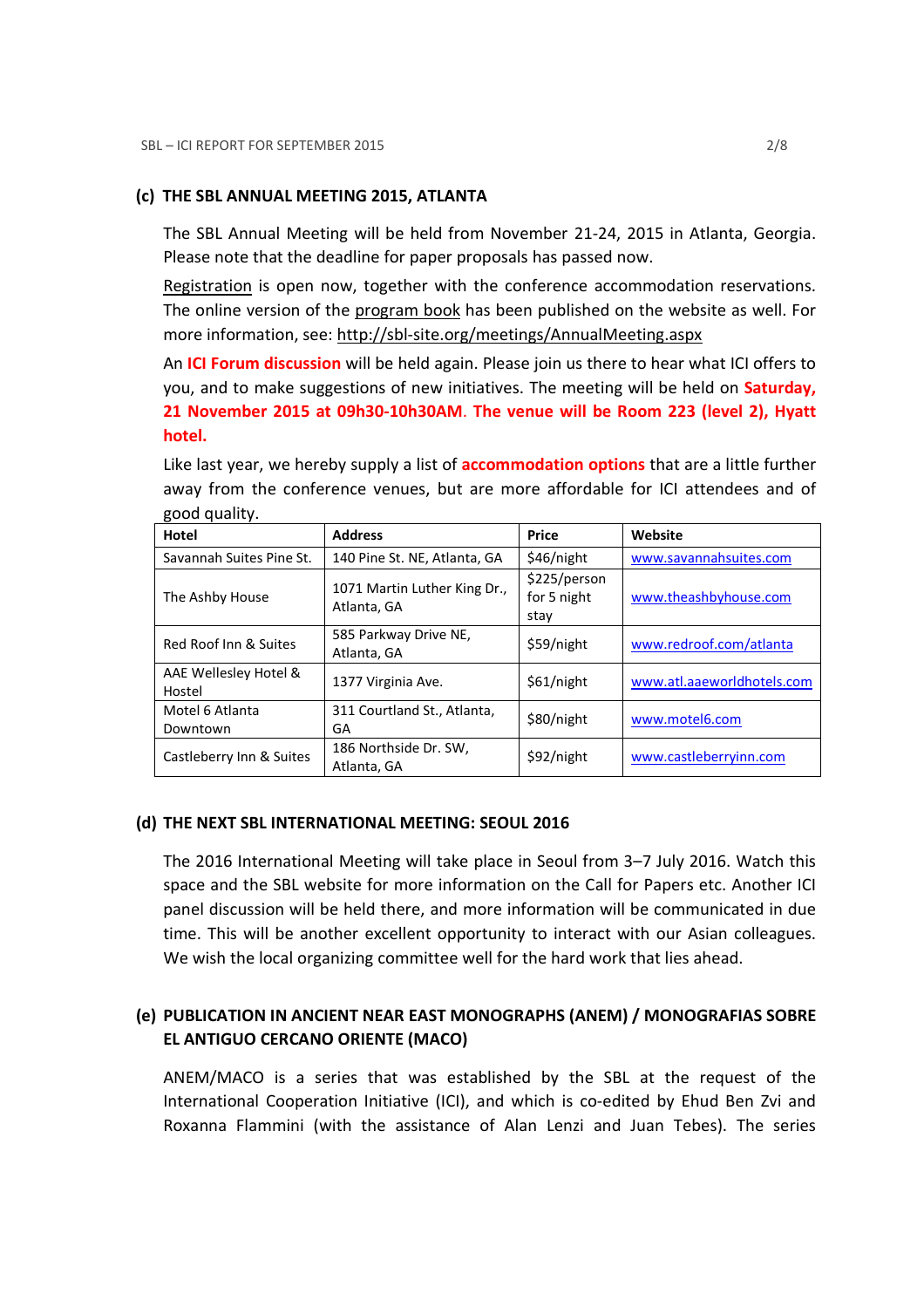## (c) THE SBL ANNUAL MEETING 2015, ATLANTA

The SBL Annual Meeting will be held from November 21-24, 2015 in Atlanta, Georgia. Please note that the deadline for paper proposals has passed now.

Registration is open now, together with the conference accommodation reservations. The online version of the program book has been published on the website as well. For more information, see: http://sbl-site.org/meetings/AnnualMeeting.aspx

An **ICI Forum discussion** will be held again. Please join us there to hear what ICI offers to you, and to make suggestions of new initiatives. The meeting will be held on **Saturday, 21 November 2015 at 09h30-10h30AM**. **The venue will be Room 223 (level 2), Hyatt hotel.**

Like last year, we hereby supply a list of **accommodation options** that are a little further away from the conference venues, but are more affordable for ICI attendees and of good quality.

| Hotel | Address | Price | Website |
|---|---|---|---|
| Savannah Suites Pine St. | 140 Pine St. NE, Atlanta, GA | $46/night | www.savannahsuites.com |
| The Ashby House | 1071 Martin Luther King Dr., Atlanta, GA | $225/person for 5 night stay | www.theashbyhouse.com |
| Red Roof Inn & Suites | 585 Parkway Drive NE, Atlanta, GA | $59/night | www.redroof.com/atlanta |
| AAE Wellesley Hotel & Hostel | 1377 Virginia Ave. | $61/night | www.atl.aaeworldhotels.com |
| Motel 6 Atlanta Downtown | 311 Courtland St., Atlanta, GA | $80/night | www.motel6.com |
| Castleberry Inn & Suites | 186 Northside Dr. SW, Atlanta, GA | $92/night | www.castleberryinn.com |

## (d) THE NEXT SBL INTERNATIONAL MEETING: SEOUL 2016

The 2016 International Meeting will take place in Seoul from 3–7 July 2016. Watch this space and the SBL website for more information on the Call for Papers etc. Another ICI panel discussion will be held there, and more information will be communicated in due time. This will be another excellent opportunity to interact with our Asian colleagues. We wish the local organizing committee well for the hard work that lies ahead.

## (e) PUBLICATION IN ANCIENT NEAR EAST MONOGRAPHS (ANEM) / MONOGRAFIAS SOBRE EL ANTIGUO CERCANO ORIENTE (MACO)

ANEM/MACO is a series that was established by the SBL at the request of the International Cooperation Initiative (ICI), and which is co-edited by Ehud Ben Zvi and Roxanna Flammini (with the assistance of Alan Lenzi and Juan Tebes). The series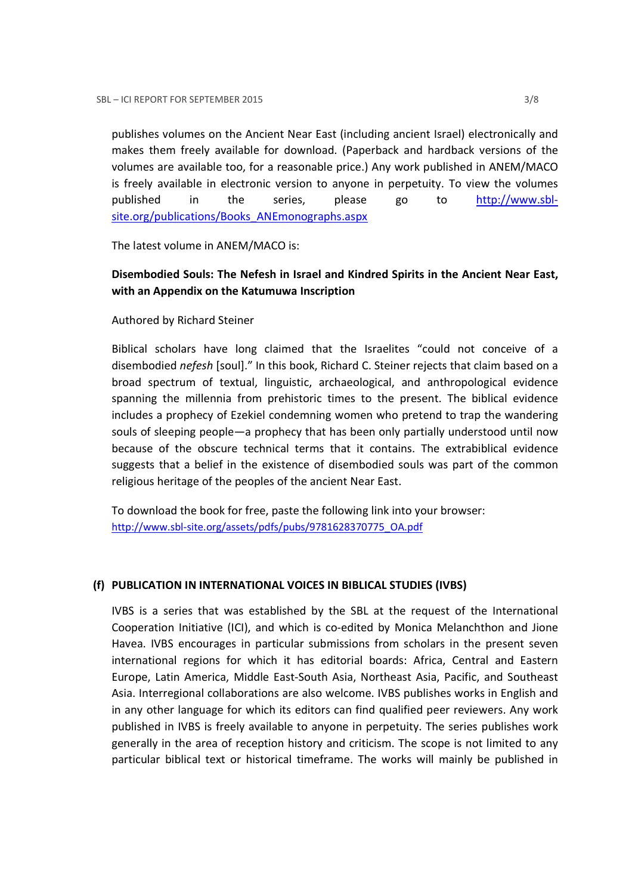publishes volumes on the Ancient Near East (including ancient Israel) electronically and makes them freely available for download. (Paperback and hardback versions of the volumes are available too, for a reasonable price.) Any work published in ANEM/MACO is freely available in electronic version to anyone in perpetuity. To view the volumes published in the series, please go to [http://www.sbl-site.org/publications/Books_ANEmonographs.aspx](http://www.sbl-site.org/publications/Books_ANEmonographs.aspx)

The latest volume in ANEM/MACO is:

**Disembodied Souls: The Nefesh in Israel and Kindred Spirits in the Ancient Near East, with an Appendix on the Katumuwa Inscription**

Authored by Richard Steiner

Biblical scholars have long claimed that the Israelites "could not conceive of a disembodied *nefesh* [soul]." In this book, Richard C. Steiner rejects that claim based on a broad spectrum of textual, linguistic, archaeological, and anthropological evidence spanning the millennia from prehistoric times to the present. The biblical evidence includes a prophecy of Ezekiel condemning women who pretend to trap the wandering souls of sleeping people—a prophecy that has been only partially understood until now because of the obscure technical terms that it contains. The extrabiblical evidence suggests that a belief in the existence of disembodied souls was part of the common religious heritage of the peoples of the ancient Near East.

To download the book for free, paste the following link into your browser:
[http://www.sbl-site.org/assets/pdfs/pubs/9781628370775_OA.pdf](http://www.sbl-site.org/assets/pdfs/pubs/9781628370775_OA.pdf)

### (f) PUBLICATION IN INTERNATIONAL VOICES IN BIBLICAL STUDIES (IVBS)

IVBS is a series that was established by the SBL at the request of the International Cooperation Initiative (ICI), and which is co-edited by Monica Melanchthon and Jione Havea. IVBS encourages in particular submissions from scholars in the present seven international regions for which it has editorial boards: Africa, Central and Eastern Europe, Latin America, Middle East-South Asia, Northeast Asia, Pacific, and Southeast Asia. Interregional collaborations are also welcome. IVBS publishes works in English and in any other language for which its editors can find qualified peer reviewers. Any work published in IVBS is freely available to anyone in perpetuity. The series publishes work generally in the area of reception history and criticism. The scope is not limited to any particular biblical text or historical timeframe. The works will mainly be published in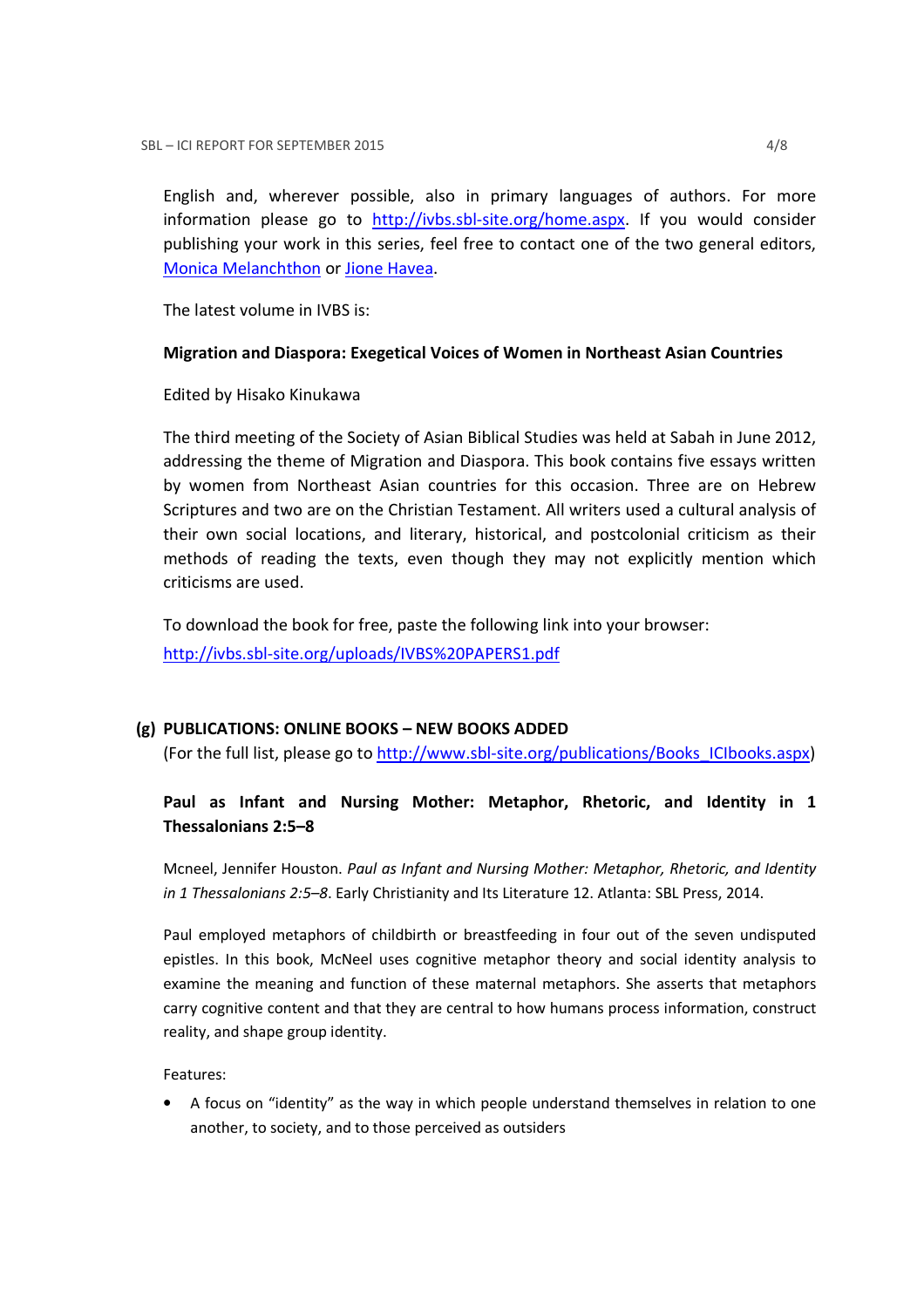English and, wherever possible, also in primary languages of authors. For more information please go to http://ivbs.sbl-site.org/home.aspx. If you would consider publishing your work in this series, feel free to contact one of the two general editors, Monica Melanchthon or Jione Havea.

The latest volume in IVBS is:

**Migration and Diaspora: Exegetical Voices of Women in Northeast Asian Countries**

Edited by Hisako Kinukawa

The third meeting of the Society of Asian Biblical Studies was held at Sabah in June 2012, addressing the theme of Migration and Diaspora. This book contains five essays written by women from Northeast Asian countries for this occasion. Three are on Hebrew Scriptures and two are on the Christian Testament. All writers used a cultural analysis of their own social locations, and literary, historical, and postcolonial criticism as their methods of reading the texts, even though they may not explicitly mention which criticisms are used.

To download the book for free, paste the following link into your browser:
http://ivbs.sbl-site.org/uploads/IVBS%20PAPERS1.pdf

## (g) PUBLICATIONS: ONLINE BOOKS – NEW BOOKS ADDED

(For the full list, please go to http://www.sbl-site.org/publications/Books_ICIbooks.aspx)

**Paul as Infant and Nursing Mother: Metaphor, Rhetoric, and Identity in 1 Thessalonians 2:5–8**

Mcneel, Jennifer Houston. *Paul as Infant and Nursing Mother: Metaphor, Rhetoric, and Identity in 1 Thessalonians 2:5–8*. Early Christianity and Its Literature 12. Atlanta: SBL Press, 2014.

Paul employed metaphors of childbirth or breastfeeding in four out of the seven undisputed epistles. In this book, McNeel uses cognitive metaphor theory and social identity analysis to examine the meaning and function of these maternal metaphors. She asserts that metaphors carry cognitive content and that they are central to how humans process information, construct reality, and shape group identity.

Features:

- A focus on "identity" as the way in which people understand themselves in relation to one another, to society, and to those perceived as outsiders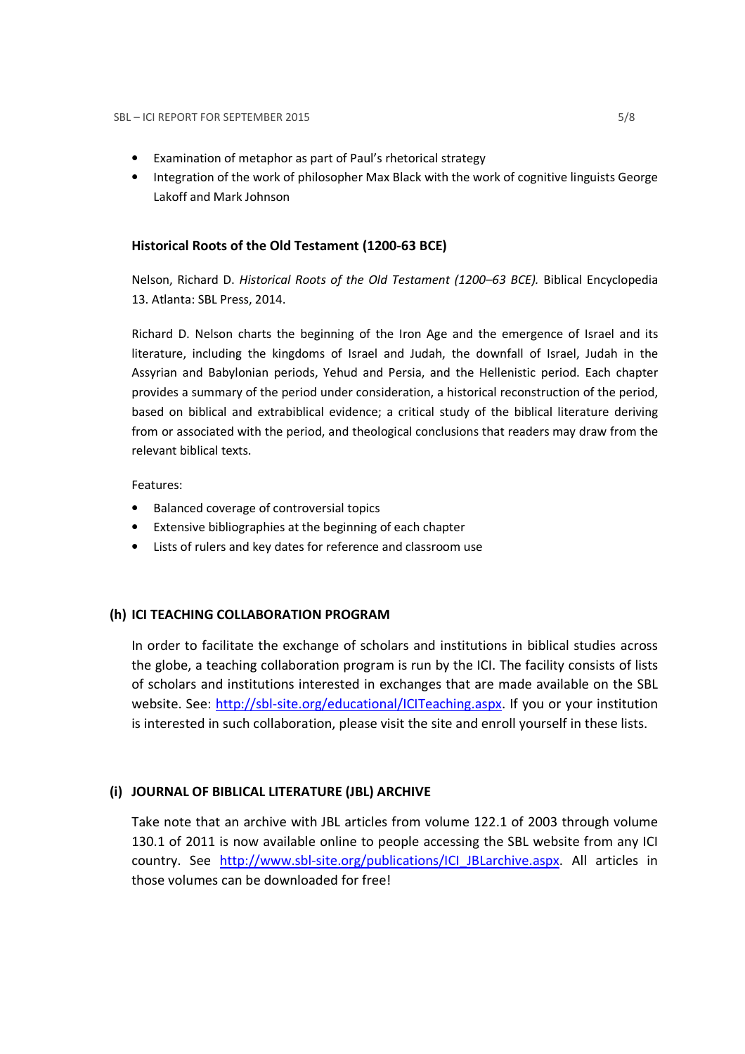- Examination of metaphor as part of Paul's rhetorical strategy
- Integration of the work of philosopher Max Black with the work of cognitive linguists George Lakoff and Mark Johnson

### Historical Roots of the Old Testament (1200-63 BCE)

Nelson, Richard D. *Historical Roots of the Old Testament (1200–63 BCE).* Biblical Encyclopedia 13. Atlanta: SBL Press, 2014.

Richard D. Nelson charts the beginning of the Iron Age and the emergence of Israel and its literature, including the kingdoms of Israel and Judah, the downfall of Israel, Judah in the Assyrian and Babylonian periods, Yehud and Persia, and the Hellenistic period. Each chapter provides a summary of the period under consideration, a historical reconstruction of the period, based on biblical and extrabiblical evidence; a critical study of the biblical literature deriving from or associated with the period, and theological conclusions that readers may draw from the relevant biblical texts.

Features:

- Balanced coverage of controversial topics
- Extensive bibliographies at the beginning of each chapter
- Lists of rulers and key dates for reference and classroom use

## (h) ICI TEACHING COLLABORATION PROGRAM

In order to facilitate the exchange of scholars and institutions in biblical studies across the globe, a teaching collaboration program is run by the ICI. The facility consists of lists of scholars and institutions interested in exchanges that are made available on the SBL website. See: [http://sbl-site.org/educational/ICITeaching.aspx](http://sbl-site.org/educational/ICITeaching.aspx). If you or your institution is interested in such collaboration, please visit the site and enroll yourself in these lists.

## (i) JOURNAL OF BIBLICAL LITERATURE (JBL) ARCHIVE

Take note that an archive with JBL articles from volume 122.1 of 2003 through volume 130.1 of 2011 is now available online to people accessing the SBL website from any ICI country. See [http://www.sbl-site.org/publications/ICI_JBLarchive.aspx](http://www.sbl-site.org/publications/ICI_JBLarchive.aspx). All articles in those volumes can be downloaded for free!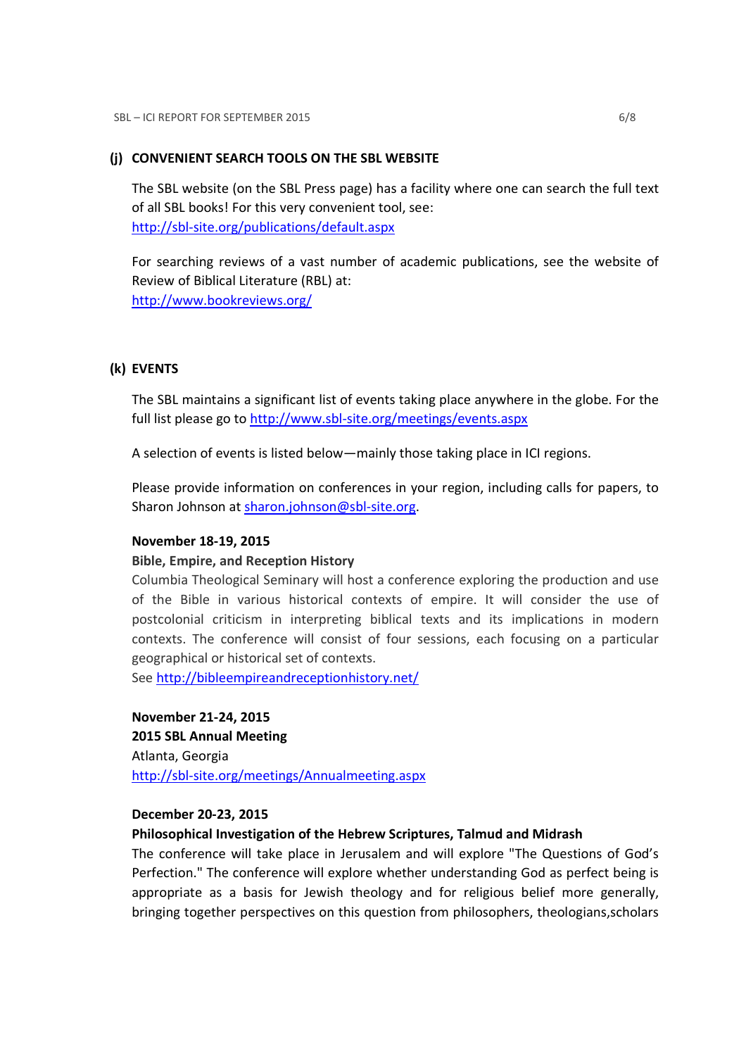### (j) CONVENIENT SEARCH TOOLS ON THE SBL WEBSITE

The SBL website (on the SBL Press page) has a facility where one can search the full text of all SBL books! For this very convenient tool, see:
http://sbl-site.org/publications/default.aspx

For searching reviews of a vast number of academic publications, see the website of Review of Biblical Literature (RBL) at:
http://www.bookreviews.org/

### (k) EVENTS

The SBL maintains a significant list of events taking place anywhere in the globe. For the full list please go to http://www.sbl-site.org/meetings/events.aspx

A selection of events is listed below—mainly those taking place in ICI regions.

Please provide information on conferences in your region, including calls for papers, to Sharon Johnson at sharon.johnson@sbl-site.org.

**November 18-19, 2015**

**Bible, Empire, and Reception History**

Columbia Theological Seminary will host a conference exploring the production and use of the Bible in various historical contexts of empire. It will consider the use of postcolonial criticism in interpreting biblical texts and its implications in modern contexts. The conference will consist of four sessions, each focusing on a particular geographical or historical set of contexts.
See http://bibleempireandreceptionhistory.net/

**November 21-24, 2015**

**2015 SBL Annual Meeting**

Atlanta, Georgia
http://sbl-site.org/meetings/Annualmeeting.aspx

**December 20-23, 2015**

**Philosophical Investigation of the Hebrew Scriptures, Talmud and Midrash**

The conference will take place in Jerusalem and will explore "The Questions of God's Perfection." The conference will explore whether understanding God as perfect being is appropriate as a basis for Jewish theology and for religious belief more generally, bringing together perspectives on this question from philosophers, theologians,scholars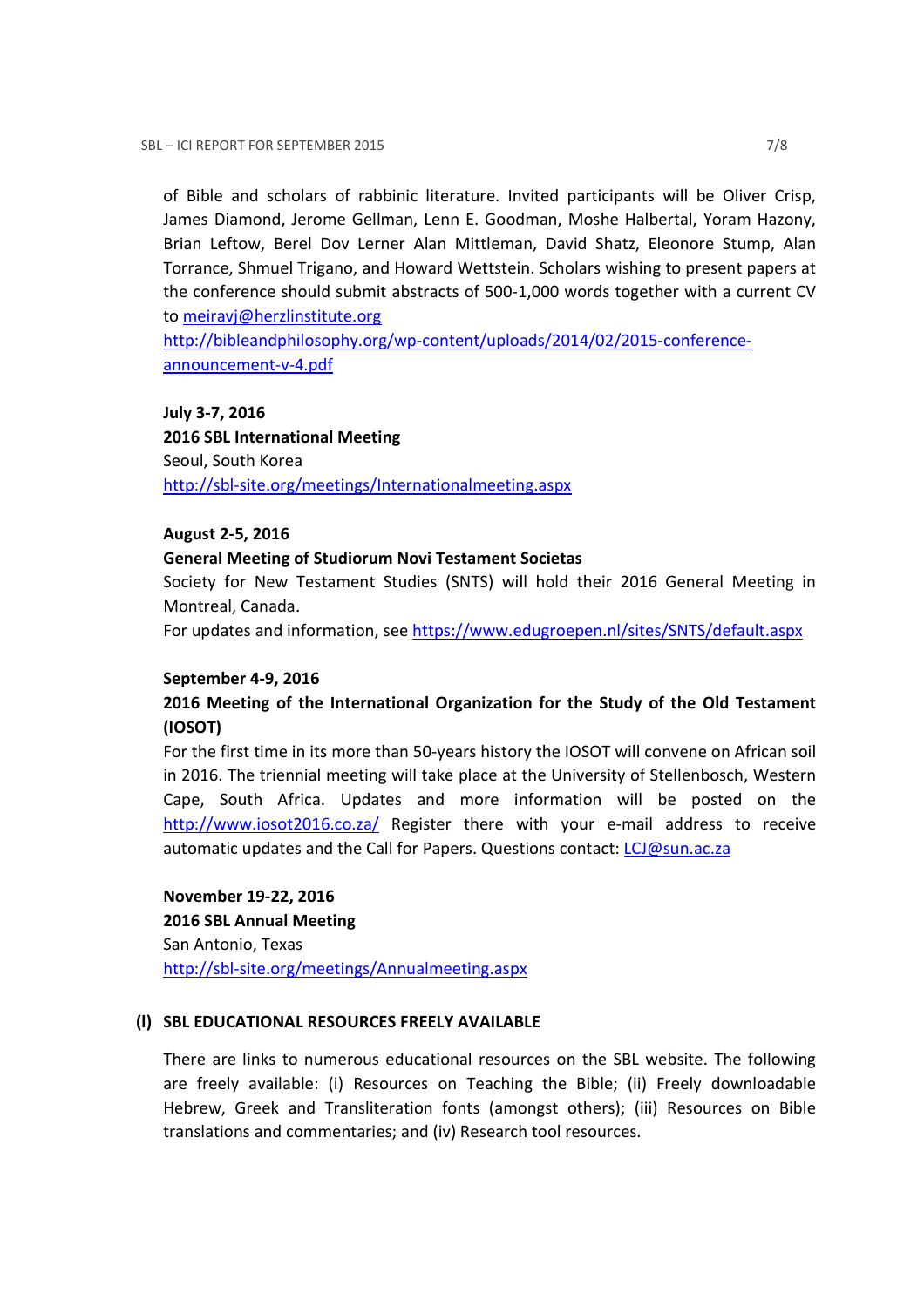of Bible and scholars of rabbinic literature. Invited participants will be Oliver Crisp, James Diamond, Jerome Gellman, Lenn E. Goodman, Moshe Halbertal, Yoram Hazony, Brian Leftow, Berel Dov Lerner Alan Mittleman, David Shatz, Eleonore Stump, Alan Torrance, Shmuel Trigano, and Howard Wettstein. Scholars wishing to present papers at the conference should submit abstracts of 500-1,000 words together with a current CV to meiravj@herzlinstitute.org
http://bibleandphilosophy.org/wp-content/uploads/2014/02/2015-conference-announcement-v-4.pdf

**July 3-7, 2016**
**2016 SBL International Meeting**
Seoul, South Korea
http://sbl-site.org/meetings/Internationalmeeting.aspx

**August 2-5, 2016**
**General Meeting of Studiorum Novi Testament Societas**
Society for New Testament Studies (SNTS) will hold their 2016 General Meeting in Montreal, Canada.
For updates and information, see https://www.edugroepen.nl/sites/SNTS/default.aspx

**September 4-9, 2016**
**2016 Meeting of the International Organization for the Study of the Old Testament (IOSOT)**
For the first time in its more than 50-years history the IOSOT will convene on African soil in 2016. The triennial meeting will take place at the University of Stellenbosch, Western Cape, South Africa. Updates and more information will be posted on the http://www.iosot2016.co.za/ Register there with your e-mail address to receive automatic updates and the Call for Papers. Questions contact: LCJ@sun.ac.za

**November 19-22, 2016**
**2016 SBL Annual Meeting**
San Antonio, Texas
http://sbl-site.org/meetings/Annualmeeting.aspx

## (l) SBL EDUCATIONAL RESOURCES FREELY AVAILABLE

There are links to numerous educational resources on the SBL website. The following are freely available: (i) Resources on Teaching the Bible; (ii) Freely downloadable Hebrew, Greek and Transliteration fonts (amongst others); (iii) Resources on Bible translations and commentaries; and (iv) Research tool resources.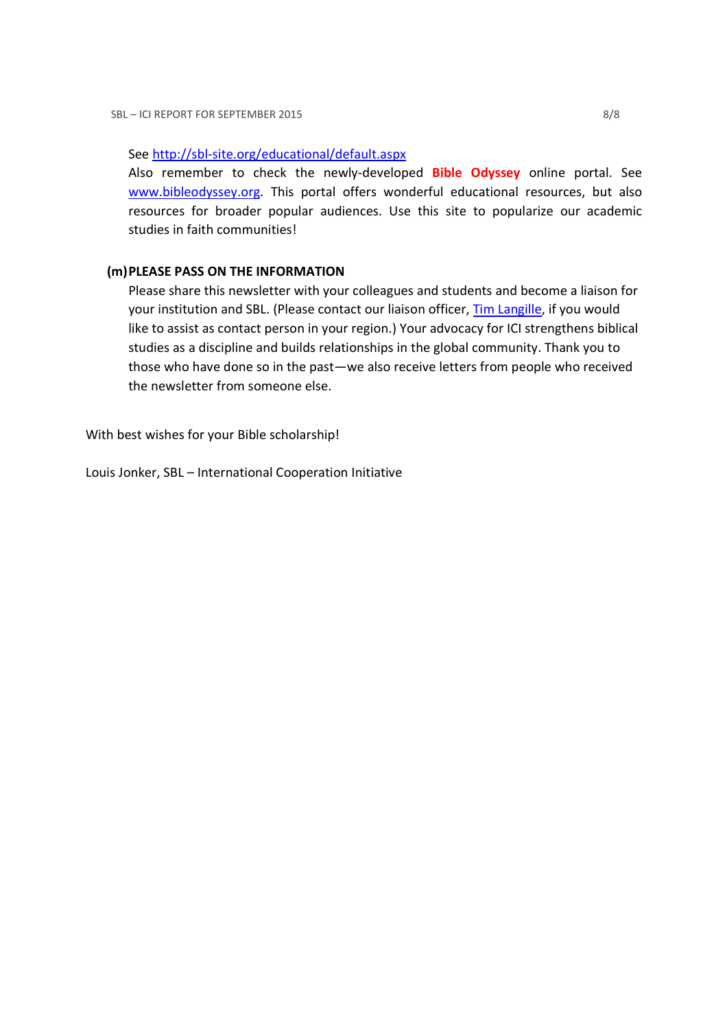See http://sbl-site.org/educational/default.aspx

Also remember to check the newly-developed **Bible Odyssey** online portal. See www.bibleodyssey.org. This portal offers wonderful educational resources, but also resources for broader popular audiences. Use this site to popularize our academic studies in faith communities!

**(m) PLEASE PASS ON THE INFORMATION**

Please share this newsletter with your colleagues and students and become a liaison for your institution and SBL. (Please contact our liaison officer, Tim Langille, if you would like to assist as contact person in your region.) Your advocacy for ICI strengthens biblical studies as a discipline and builds relationships in the global community. Thank you to those who have done so in the past—we also receive letters from people who received the newsletter from someone else.

With best wishes for your Bible scholarship!

Louis Jonker, SBL – International Cooperation Initiative